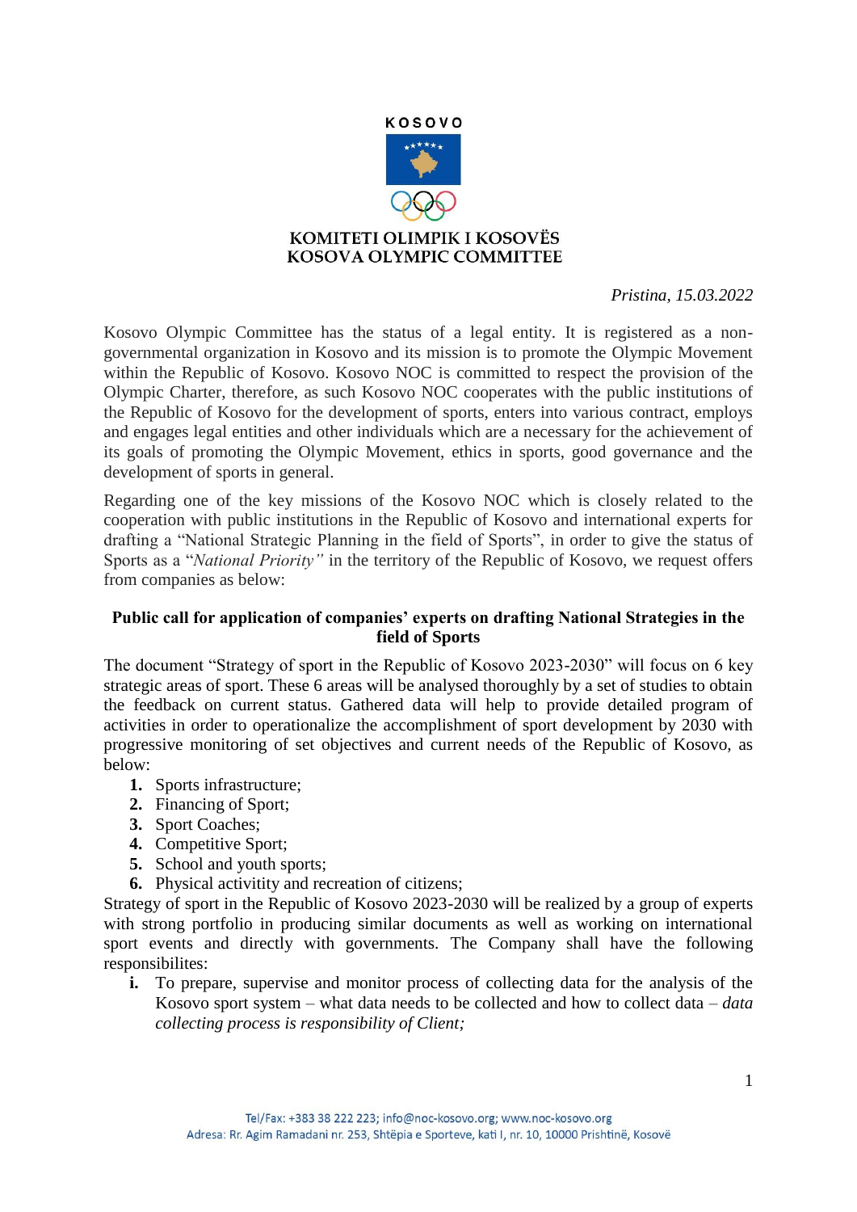KOSOVO

KOMITETI OLIMPIK I KOSOVËS
KOSOVA OLYMPIC COMMITTEE

*Pristina, 15.03.2022*

Kosovo Olympic Committee has the status of a legal entity. It is registered as a non-governmental organization in Kosovo and its mission is to promote the Olympic Movement within the Republic of Kosovo. Kosovo NOC is committed to respect the provision of the Olympic Charter, therefore, as such Kosovo NOC cooperates with the public institutions of the Republic of Kosovo for the development of sports, enters into various contract, employs and engages legal entities and other individuals which are a necessary for the achievement of its goals of promoting the Olympic Movement, ethics in sports, good governance and the development of sports in general.

Regarding one of the key missions of the Kosovo NOC which is closely related to the cooperation with public institutions in the Republic of Kosovo and international experts for drafting a "National Strategic Planning in the field of Sports", in order to give the status of Sports as a "*National Priority"* in the territory of the Republic of Kosovo, we request offers from companies as below:

**Public call for application of companies' experts on drafting National Strategies in the field of Sports**

The document "Strategy of sport in the Republic of Kosovo 2023-2030" will focus on 6 key strategic areas of sport. These 6 areas will be analysed thoroughly by a set of studies to obtain the feedback on current status. Gathered data will help to provide detailed program of activities in order to operationalize the accomplishment of sport development by 2030 with progressive monitoring of set objectives and current needs of the Republic of Kosovo, as below:

1. Sports infrastructure;
2. Financing of Sport;
3. Sport Coaches;
4. Competitive Sport;
5. School and youth sports;
6. Physical activitity and recreation of citizens;

Strategy of sport in the Republic of Kosovo 2023-2030 will be realized by a group of experts with strong portfolio in producing similar documents as well as working on international sport events and directly with governments. The Company shall have the following responsibilites:

i. To prepare, supervise and monitor process of collecting data for the analysis of the Kosovo sport system – what data needs to be collected and how to collect data – *data collecting process is responsibility of Client;*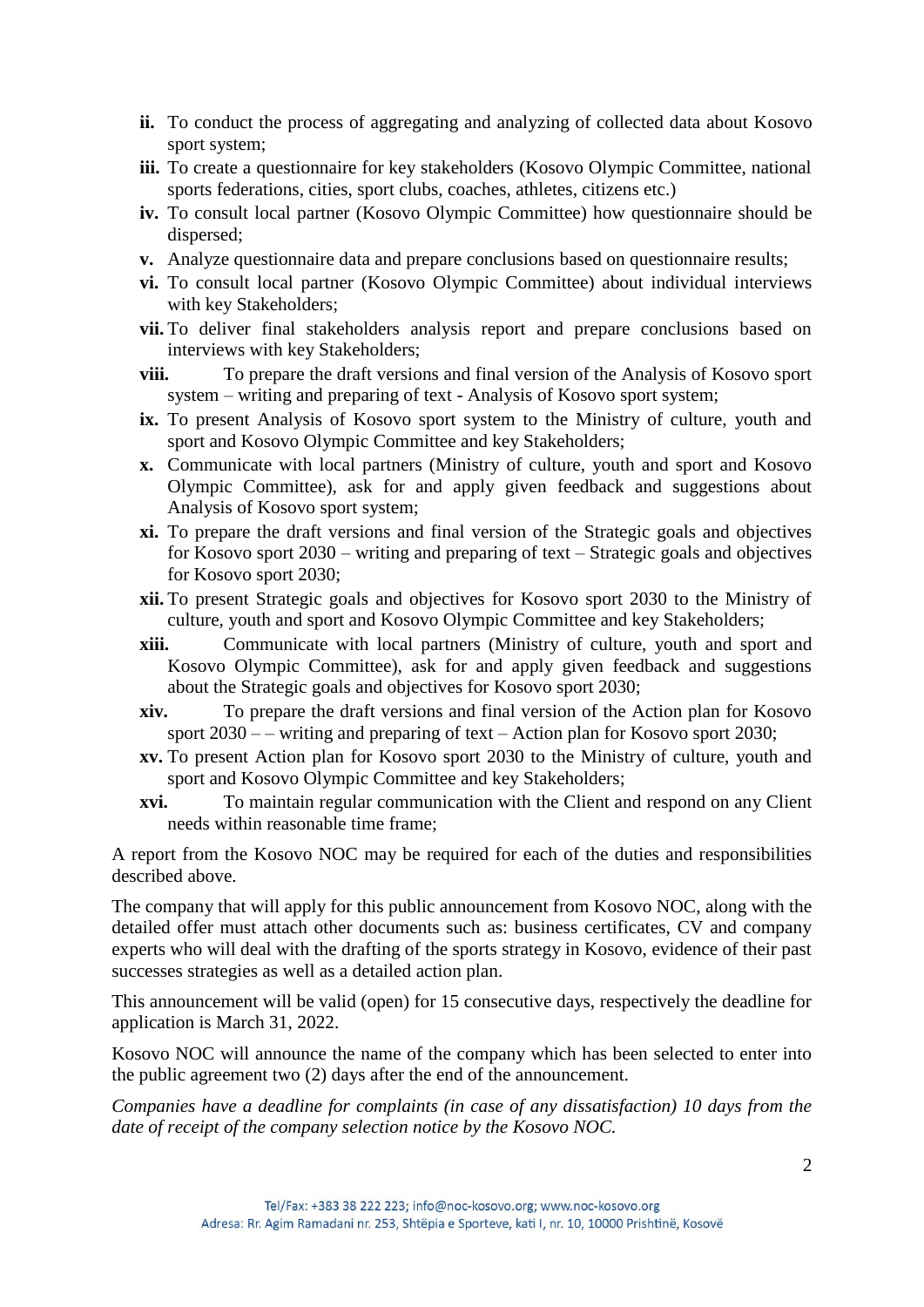- **ii.** To conduct the process of aggregating and analyzing of collected data about Kosovo sport system;
- **iii.** To create a questionnaire for key stakeholders (Kosovo Olympic Committee, national sports federations, cities, sport clubs, coaches, athletes, citizens etc.)
- **iv.** To consult local partner (Kosovo Olympic Committee) how questionnaire should be dispersed;
- **v.** Analyze questionnaire data and prepare conclusions based on questionnaire results;
- **vi.** To consult local partner (Kosovo Olympic Committee) about individual interviews with key Stakeholders;
- **vii.** To deliver final stakeholders analysis report and prepare conclusions based on interviews with key Stakeholders;
- **viii.** To prepare the draft versions and final version of the Analysis of Kosovo sport system – writing and preparing of text - Analysis of Kosovo sport system;
- **ix.** To present Analysis of Kosovo sport system to the Ministry of culture, youth and sport and Kosovo Olympic Committee and key Stakeholders;
- **x.** Communicate with local partners (Ministry of culture, youth and sport and Kosovo Olympic Committee), ask for and apply given feedback and suggestions about Analysis of Kosovo sport system;
- **xi.** To prepare the draft versions and final version of the Strategic goals and objectives for Kosovo sport 2030 – writing and preparing of text – Strategic goals and objectives for Kosovo sport 2030;
- **xii.** To present Strategic goals and objectives for Kosovo sport 2030 to the Ministry of culture, youth and sport and Kosovo Olympic Committee and key Stakeholders;
- **xiii.** Communicate with local partners (Ministry of culture, youth and sport and Kosovo Olympic Committee), ask for and apply given feedback and suggestions about the Strategic goals and objectives for Kosovo sport 2030;
- **xiv.** To prepare the draft versions and final version of the Action plan for Kosovo sport 2030 – – writing and preparing of text – Action plan for Kosovo sport 2030;
- **xv.** To present Action plan for Kosovo sport 2030 to the Ministry of culture, youth and sport and Kosovo Olympic Committee and key Stakeholders;
- **xvi.** To maintain regular communication with the Client and respond on any Client needs within reasonable time frame;

A report from the Kosovo NOC may be required for each of the duties and responsibilities described above.

The company that will apply for this public announcement from Kosovo NOC, along with the detailed offer must attach other documents such as: business certificates, CV and company experts who will deal with the drafting of the sports strategy in Kosovo, evidence of their past successes strategies as well as a detailed action plan.

This announcement will be valid (open) for 15 consecutive days, respectively the deadline for application is March 31, 2022.

Kosovo NOC will announce the name of the company which has been selected to enter into the public agreement two (2) days after the end of the announcement.

*Companies have a deadline for complaints (in case of any dissatisfaction) 10 days from the date of receipt of the company selection notice by the Kosovo NOC.*